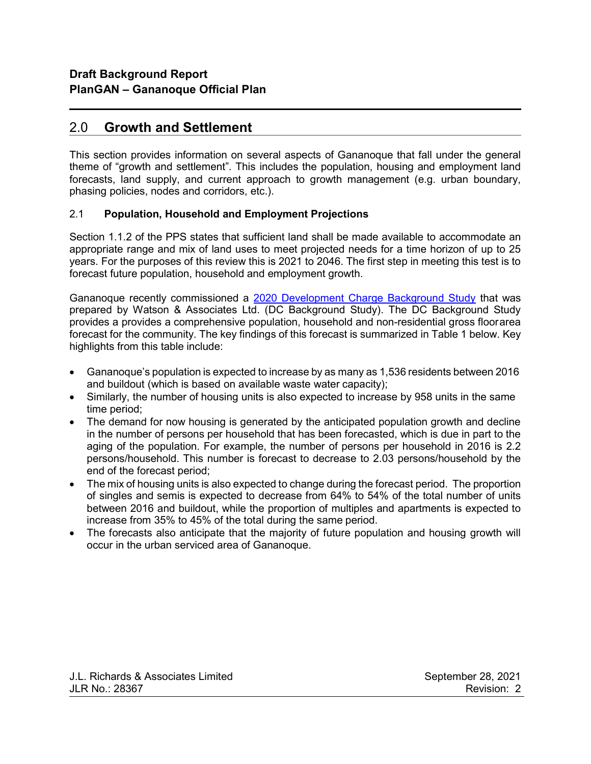## 2.0 Growth and Settlement

This section provides information on several aspects of Gananoque that fall under the general theme of "growth and settlement". This includes the population, housing and employment land forecasts, land supply, and current approach to growth management (e.g. urban boundary, phasing policies, nodes and corridors, etc.).

### 2.1 Population, Household and Employment Projections

Section 1.1.2 of the PPS states that sufficient land shall be made available to accommodate an appropriate range and mix of land uses to meet projected needs for a time horizon of up to 25 years. For the purposes of this review this is 2021 to 2046. The first step in meeting this test is to forecast future population, household and employment growth.

Gananoque recently commissioned a [2020 Development Charge Background Study]() that was prepared by Watson & Associates Ltd. (DC Background Study). The DC Background Study provides a provides a comprehensive population, household and non-residential gross floorarea forecast for the community. The key findings of this forecast is summarized in Table 1 below. Key highlights from this table include:

- Gananoque's population is expected to increase by as many as 1,536 residents between 2016 and buildout (which is based on available waste water capacity);
- Similarly, the number of housing units is also expected to increase by 958 units in the same time period;
- The demand for now housing is generated by the anticipated population growth and decline in the number of persons per household that has been forecasted, which is due in part to the aging of the population. For example, the number of persons per household in 2016 is 2.2 persons/household. This number is forecast to decrease to 2.03 persons/household by the end of the forecast period;
- The mix of housing units is also expected to change during the forecast period. The proportion of singles and semis is expected to decrease from 64% to 54% of the total number of units between 2016 and buildout, while the proportion of multiples and apartments is expected to increase from 35% to 45% of the total during the same period.
- The forecasts also anticipate that the majority of future population and housing growth will occur in the urban serviced area of Gananoque.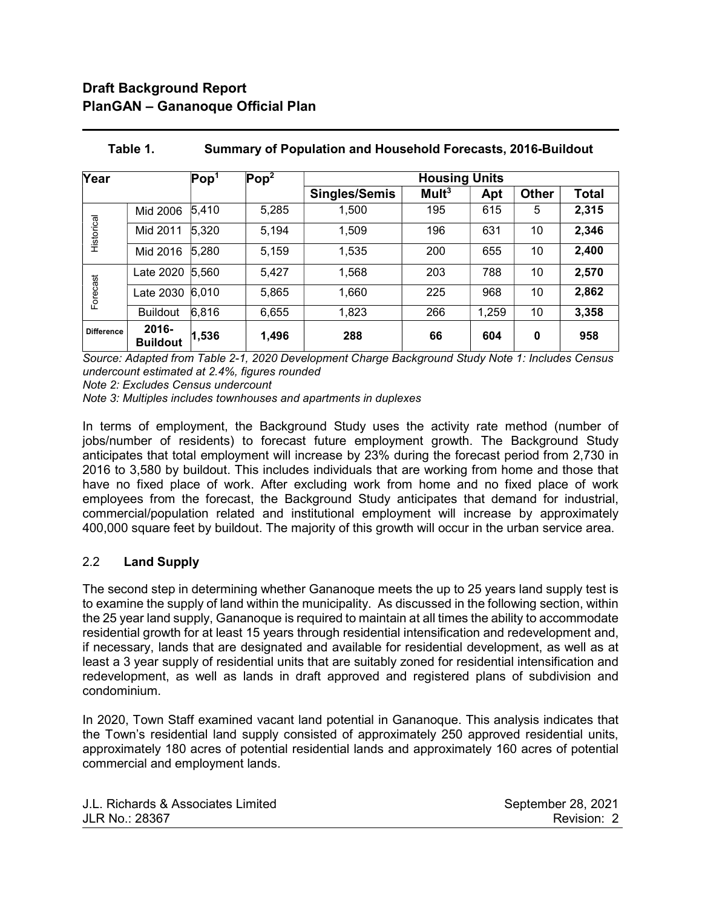**Table 1. Summary of Population and Household Forecasts, 2016-Buildout**

| Year | | Pop[1] | Pop[2] | Housing Units | | | | |
|---|---|---|---|---|---|---|---|---|
| | | | | Singles/Semis | Mult[3] | Apt | Other | Total |
| Historical | Mid 2006 | 5,410 | 5,285 | 1,500 | 195 | 615 | 5 | **2,315** |
| | Mid 2011 | 5,320 | 5,194 | 1,509 | 196 | 631 | 10 | **2,346** |
| | Mid 2016 | 5,280 | 5,159 | 1,535 | 200 | 655 | 10 | **2,400** |
| Forecast | Late 2020 | 5,560 | 5,427 | 1,568 | 203 | 788 | 10 | **2,570** |
| | Late 2030 | 6,010 | 5,865 | 1,660 | 225 | 968 | 10 | **2,862** |
| | Buildout | 6,816 | 6,655 | 1,823 | 266 | 1,259 | 10 | **3,358** |
| **Difference** | **2016-Buildout** | **1,536** | **1,496** | **288** | **66** | **604** | **0** | **958** |

*Source: Adapted from Table 2-1, 2020 Development Charge Background Study Note 1: Includes Census undercount estimated at 2.4%, figures rounded*

*Note 2: Excludes Census undercount*

*Note 3: Multiples includes townhouses and apartments in duplexes*

In terms of employment, the Background Study uses the activity rate method (number of jobs/number of residents) to forecast future employment growth. The Background Study anticipates that total employment will increase by 23% during the forecast period from 2,730 in 2016 to 3,580 by buildout. This includes individuals that are working from home and those that have no fixed place of work. After excluding work from home and no fixed place of work employees from the forecast, the Background Study anticipates that demand for industrial, commercial/population related and institutional employment will increase by approximately 400,000 square feet by buildout. The majority of this growth will occur in the urban service area.

## 2.2 Land Supply

The second step in determining whether Gananoque meets the up to 25 years land supply test is to examine the supply of land within the municipality. As discussed in the following section, within the 25 year land supply, Gananoque is required to maintain at all times the ability to accommodate residential growth for at least 15 years through residential intensification and redevelopment and, if necessary, lands that are designated and available for residential development, as well as at least a 3 year supply of residential units that are suitably zoned for residential intensification and redevelopment, as well as lands in draft approved and registered plans of subdivision and condominium.

In 2020, Town Staff examined vacant land potential in Gananoque. This analysis indicates that the Town's residential land supply consisted of approximately 250 approved residential units, approximately 180 acres of potential residential lands and approximately 160 acres of potential commercial and employment lands.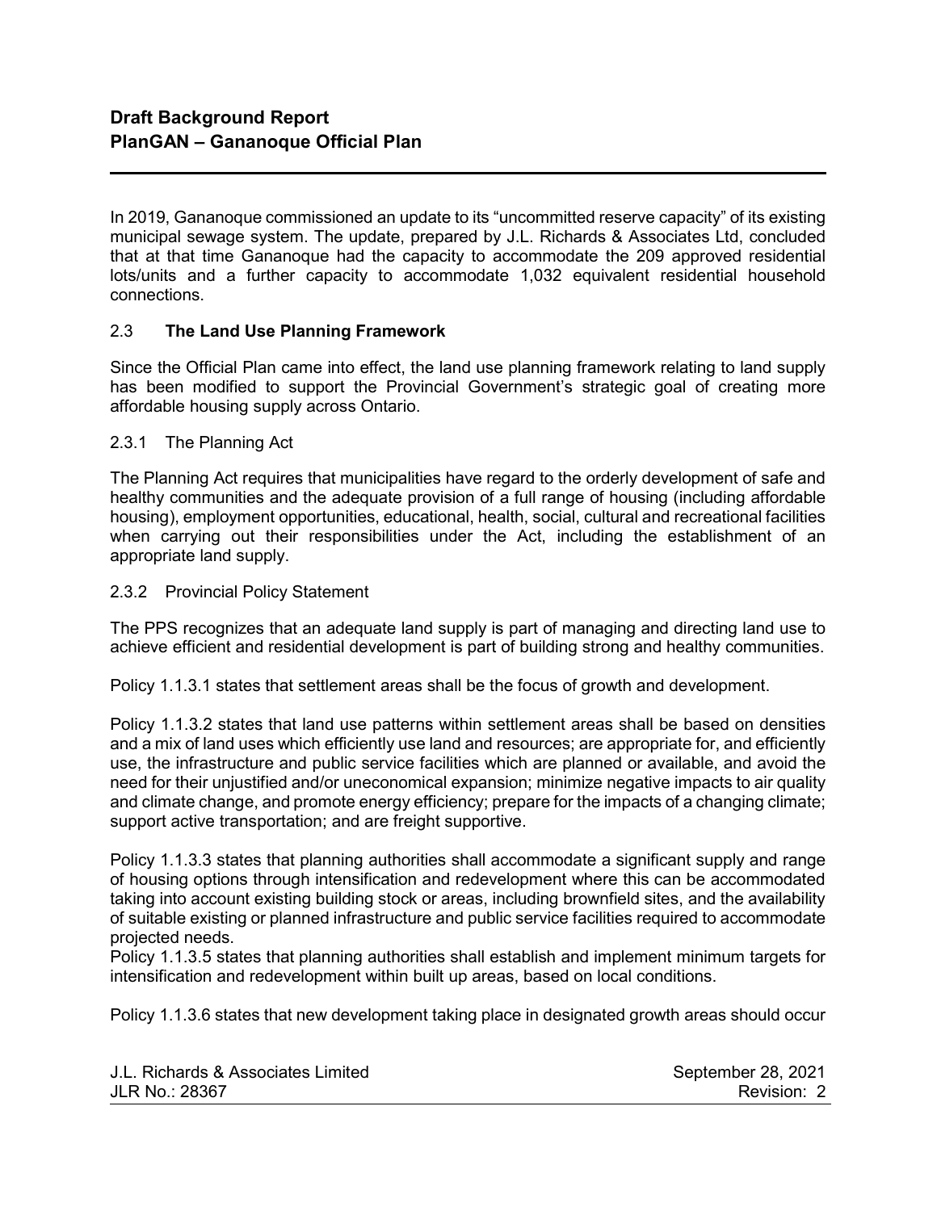In 2019, Gananoque commissioned an update to its "uncommitted reserve capacity" of its existing municipal sewage system. The update, prepared by J.L. Richards & Associates Ltd, concluded that at that time Gananoque had the capacity to accommodate the 209 approved residential lots/units and a further capacity to accommodate 1,032 equivalent residential household connections.

## 2.3 **The Land Use Planning Framework**

Since the Official Plan came into effect, the land use planning framework relating to land supply has been modified to support the Provincial Government's strategic goal of creating more affordable housing supply across Ontario.

### 2.3.1 The Planning Act

The Planning Act requires that municipalities have regard to the orderly development of safe and healthy communities and the adequate provision of a full range of housing (including affordable housing), employment opportunities, educational, health, social, cultural and recreational facilities when carrying out their responsibilities under the Act, including the establishment of an appropriate land supply.

### 2.3.2 Provincial Policy Statement

The PPS recognizes that an adequate land supply is part of managing and directing land use to achieve efficient and residential development is part of building strong and healthy communities.

Policy 1.1.3.1 states that settlement areas shall be the focus of growth and development.

Policy 1.1.3.2 states that land use patterns within settlement areas shall be based on densities and a mix of land uses which efficiently use land and resources; are appropriate for, and efficiently use, the infrastructure and public service facilities which are planned or available, and avoid the need for their unjustified and/or uneconomical expansion; minimize negative impacts to air quality and climate change, and promote energy efficiency; prepare for the impacts of a changing climate; support active transportation; and are freight supportive.

Policy 1.1.3.3 states that planning authorities shall accommodate a significant supply and range of housing options through intensification and redevelopment where this can be accommodated taking into account existing building stock or areas, including brownfield sites, and the availability of suitable existing or planned infrastructure and public service facilities required to accommodate projected needs.

Policy 1.1.3.5 states that planning authorities shall establish and implement minimum targets for intensification and redevelopment within built up areas, based on local conditions.

Policy 1.1.3.6 states that new development taking place in designated growth areas should occur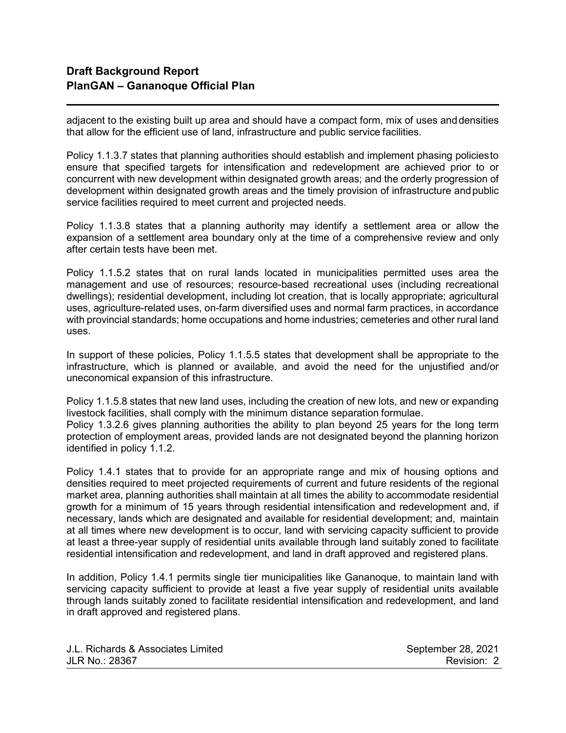adjacent to the existing built up area and should have a compact form, mix of uses and densities that allow for the efficient use of land, infrastructure and public service facilities.

Policy 1.1.3.7 states that planning authorities should establish and implement phasing policies to ensure that specified targets for intensification and redevelopment are achieved prior to or concurrent with new development within designated growth areas; and the orderly progression of development within designated growth areas and the timely provision of infrastructure and public service facilities required to meet current and projected needs.

Policy 1.1.3.8 states that a planning authority may identify a settlement area or allow the expansion of a settlement area boundary only at the time of a comprehensive review and only after certain tests have been met.

Policy 1.1.5.2 states that on rural lands located in municipalities permitted uses area the management and use of resources; resource-based recreational uses (including recreational dwellings); residential development, including lot creation, that is locally appropriate; agricultural uses, agriculture-related uses, on-farm diversified uses and normal farm practices, in accordance with provincial standards; home occupations and home industries; cemeteries and other rural land uses.

In support of these policies, Policy 1.1.5.5 states that development shall be appropriate to the infrastructure, which is planned or available, and avoid the need for the unjustified and/or uneconomical expansion of this infrastructure.

Policy 1.1.5.8 states that new land uses, including the creation of new lots, and new or expanding livestock facilities, shall comply with the minimum distance separation formulae.
Policy 1.3.2.6 gives planning authorities the ability to plan beyond 25 years for the long term protection of employment areas, provided lands are not designated beyond the planning horizon identified in policy 1.1.2.

Policy 1.4.1 states that to provide for an appropriate range and mix of housing options and densities required to meet projected requirements of current and future residents of the regional market area, planning authorities shall maintain at all times the ability to accommodate residential growth for a minimum of 15 years through residential intensification and redevelopment and, if necessary, lands which are designated and available for residential development; and, maintain at all times where new development is to occur, land with servicing capacity sufficient to provide at least a three-year supply of residential units available through land suitably zoned to facilitate residential intensification and redevelopment, and land in draft approved and registered plans.

In addition, Policy 1.4.1 permits single tier municipalities like Gananoque, to maintain land with servicing capacity sufficient to provide at least a five year supply of residential units available through lands suitably zoned to facilitate residential intensification and redevelopment, and land in draft approved and registered plans.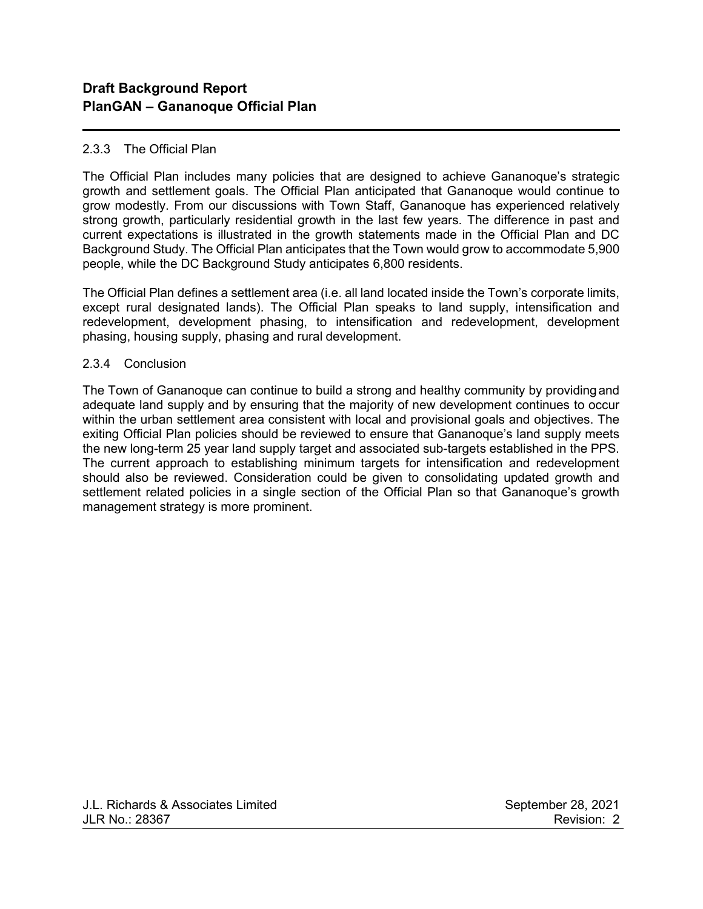### 2.3.3 The Official Plan

The Official Plan includes many policies that are designed to achieve Gananoque's strategic growth and settlement goals. The Official Plan anticipated that Gananoque would continue to grow modestly. From our discussions with Town Staff, Gananoque has experienced relatively strong growth, particularly residential growth in the last few years. The difference in past and current expectations is illustrated in the growth statements made in the Official Plan and DC Background Study. The Official Plan anticipates that the Town would grow to accommodate 5,900 people, while the DC Background Study anticipates 6,800 residents.

The Official Plan defines a settlement area (i.e. all land located inside the Town's corporate limits, except rural designated lands). The Official Plan speaks to land supply, intensification and redevelopment, development phasing, to intensification and redevelopment, development phasing, housing supply, phasing and rural development.

### 2.3.4 Conclusion

The Town of Gananoque can continue to build a strong and healthy community by providing and adequate land supply and by ensuring that the majority of new development continues to occur within the urban settlement area consistent with local and provisional goals and objectives. The exiting Official Plan policies should be reviewed to ensure that Gananoque's land supply meets the new long-term 25 year land supply target and associated sub-targets established in the PPS. The current approach to establishing minimum targets for intensification and redevelopment should also be reviewed. Consideration could be given to consolidating updated growth and settlement related policies in a single section of the Official Plan so that Gananoque's growth management strategy is more prominent.